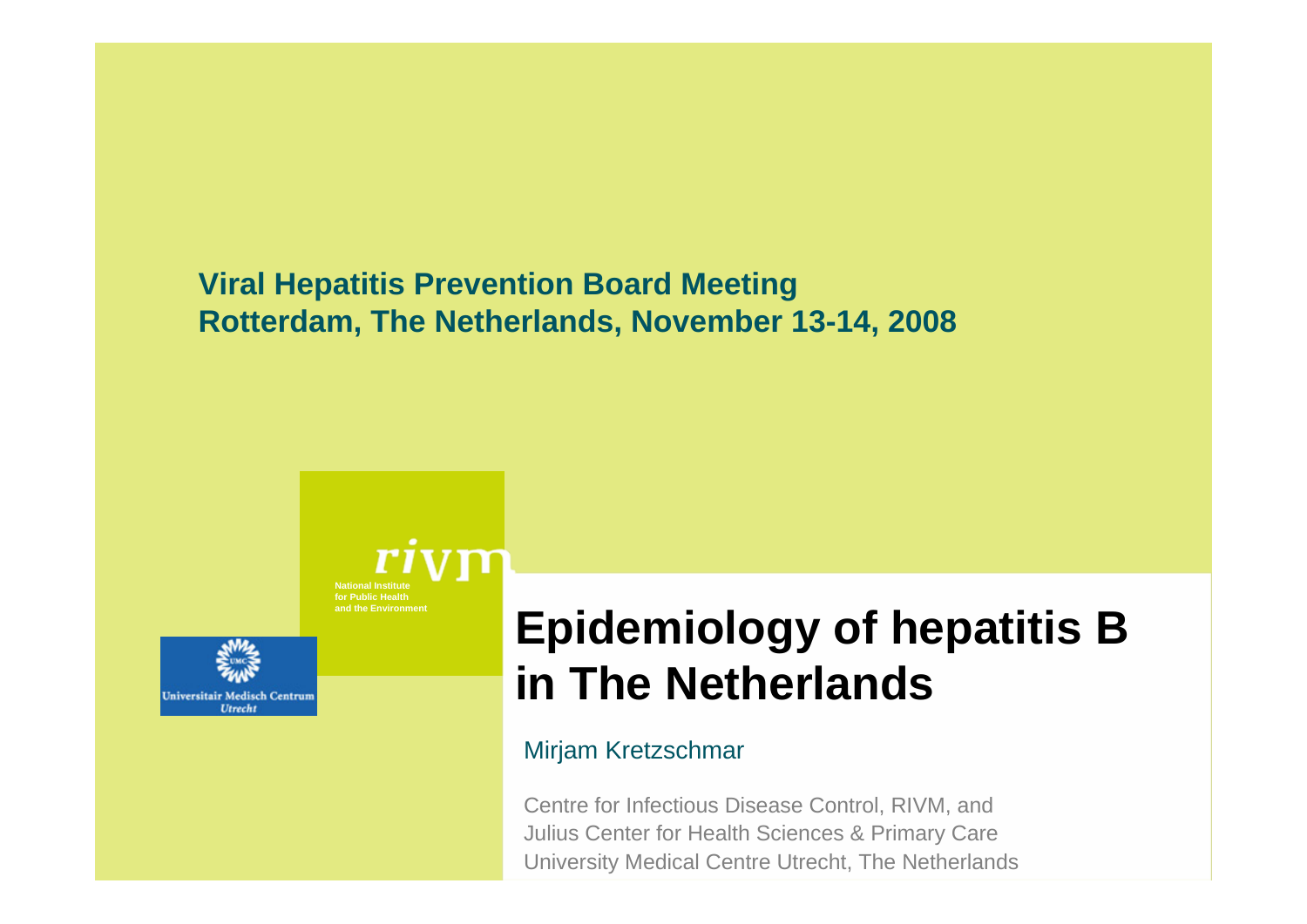**Viral Hepatitis Prevention Board Meeting**
**Rotterdam, The Netherlands, November 13-14, 2008**

rivm
National Institute
for Public Health
and the Environment

Universitair Medisch Centrum
Utrecht

# Epidemiology of hepatitis B in The Netherlands

Mirjam Kretzschmar

Centre for Infectious Disease Control, RIVM, and
Julius Center for Health Sciences & Primary Care
University Medical Centre Utrecht, The Netherlands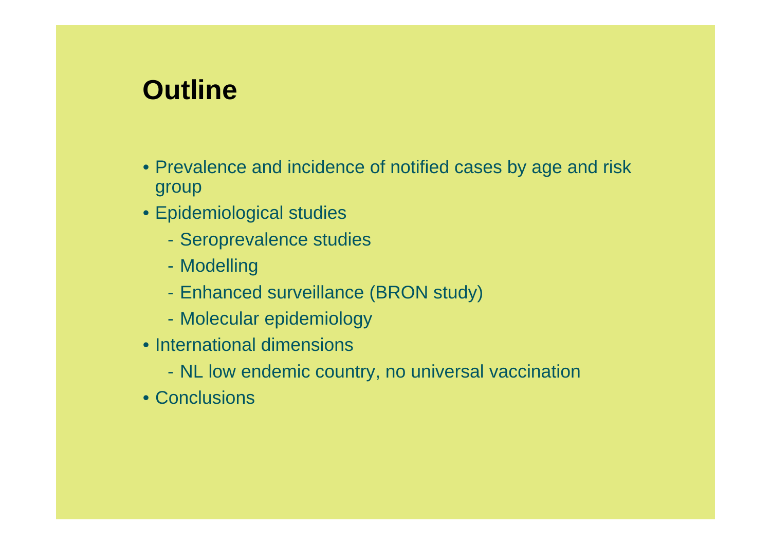# Outline

- Prevalence and incidence of notified cases by age and risk group
- Epidemiological studies
  - Seroprevalence studies
  - Modelling
  - Enhanced surveillance (BRON study)
  - Molecular epidemiology
- International dimensions
  - NL low endemic country, no universal vaccination
- Conclusions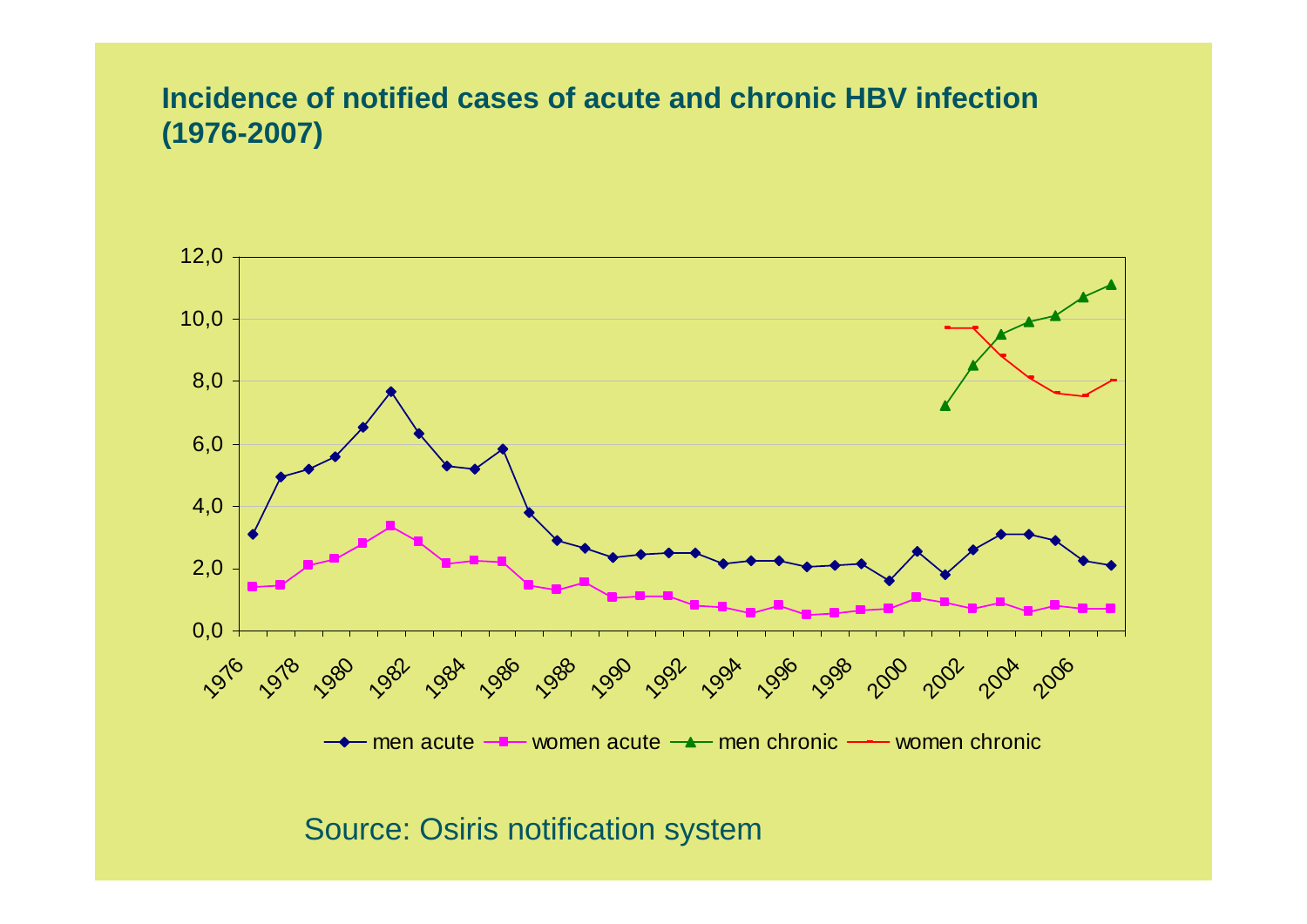## Incidence of notified cases of acute and chronic HBV infection (1976-2007)

Source: Osiris notification system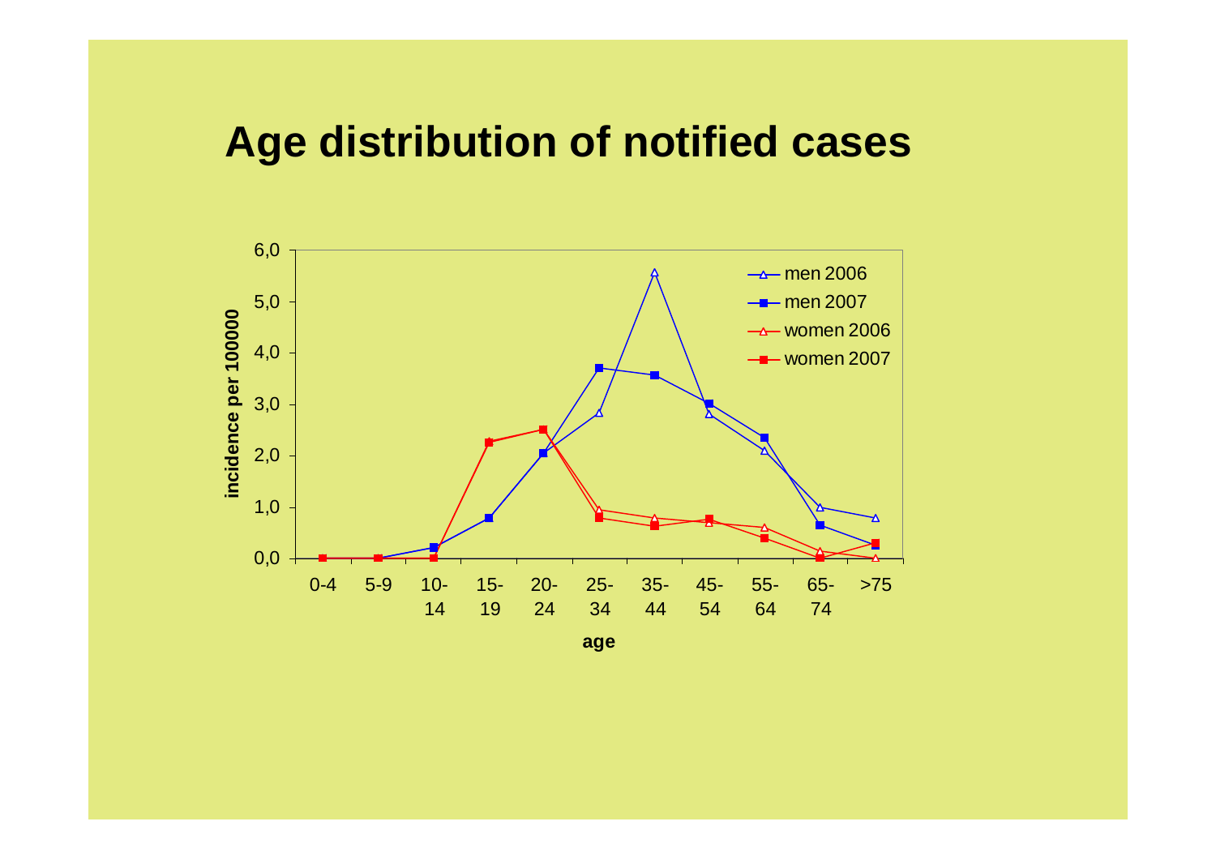# Age distribution of notified cases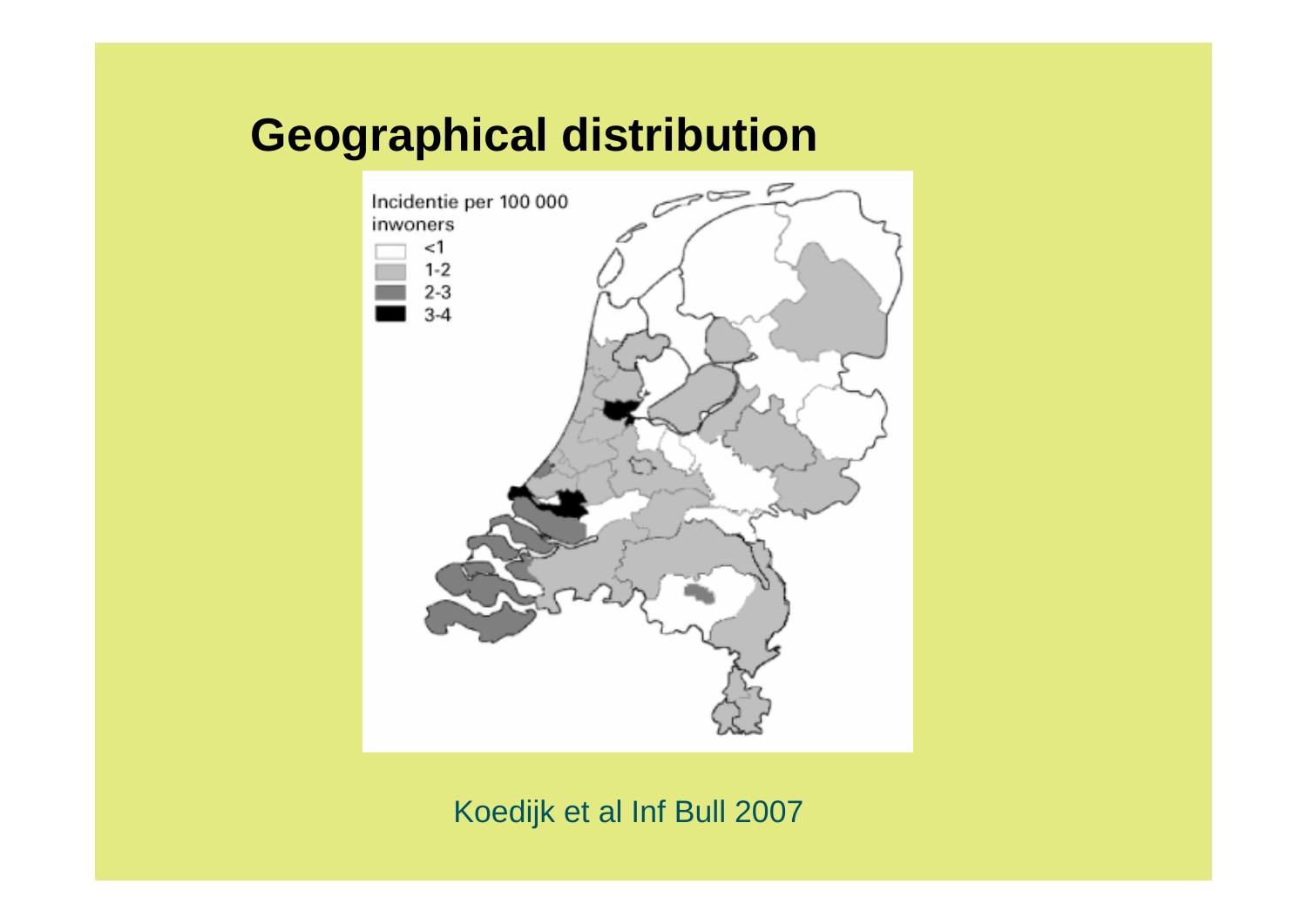# Geographical distribution

Incidentie per 100 000 inwoners

- <1
- 1-2
- 2-3
- 3-4

Koedijk et al Inf Bull 2007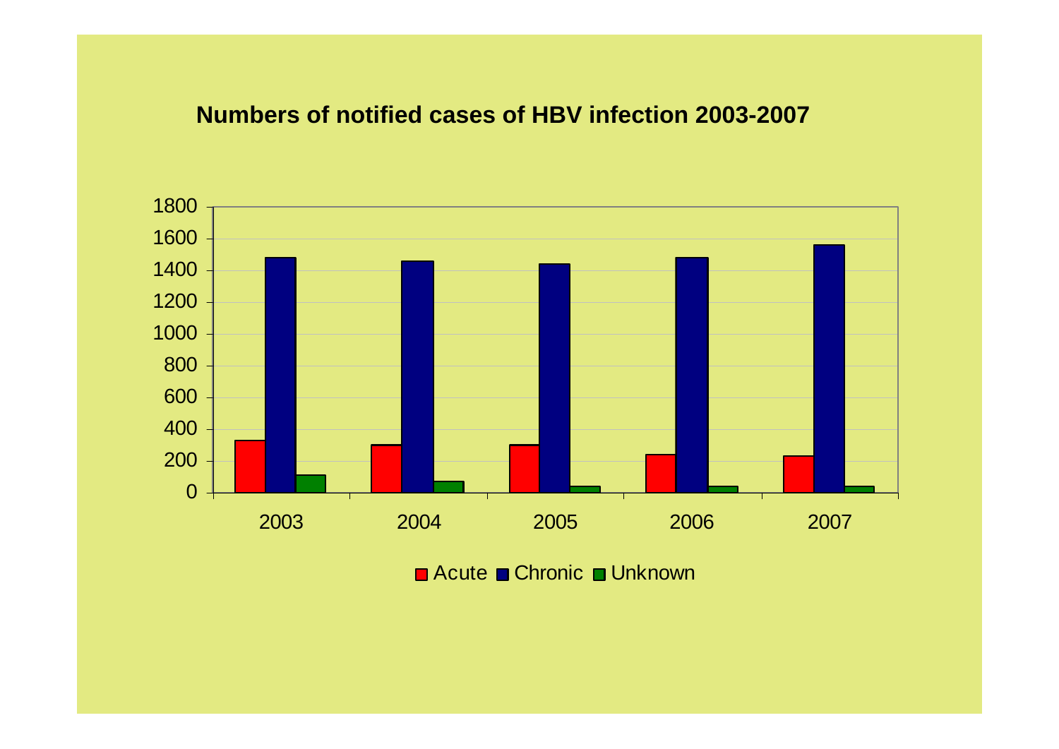**Numbers of notified cases of HBV infection 2003-2007**

| Year | Acute | Chronic | Unknown |
|---|---|---|---|
| 2003 | 330 | 1480 | 110 |
| 2004 | 300 | 1460 | 70 |
| 2005 | 300 | 1440 | 40 |
| 2006 | 240 | 1480 | 40 |
| 2007 | 230 | 1560 | 40 |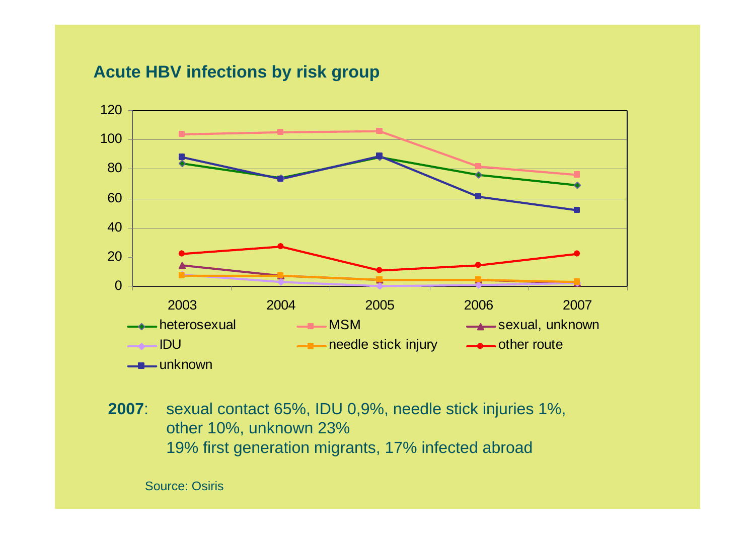## Acute HBV infections by risk group

**2007**: sexual contact 65%, IDU 0,9%, needle stick injuries 1%, other 10%, unknown 23%
19% first generation migrants, 17% infected abroad

Source: Osiris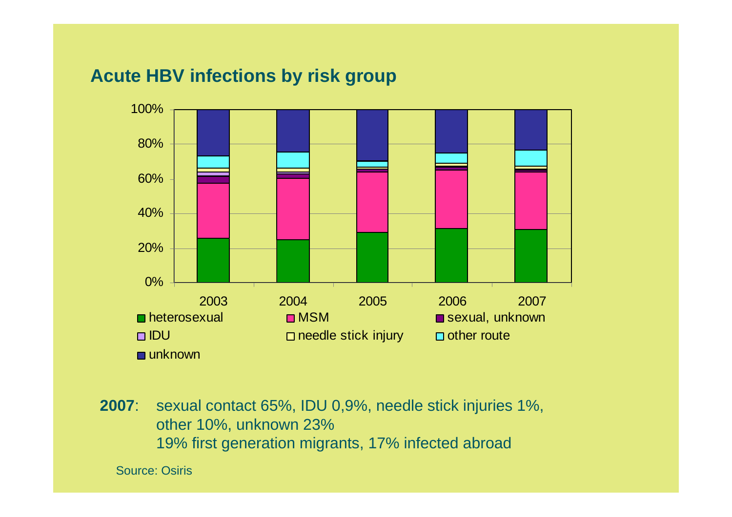## Acute HBV infections by risk group

**2007**: sexual contact 65%, IDU 0,9%, needle stick injuries 1%, other 10%, unknown 23%
19% first generation migrants, 17% infected abroad

Source: Osiris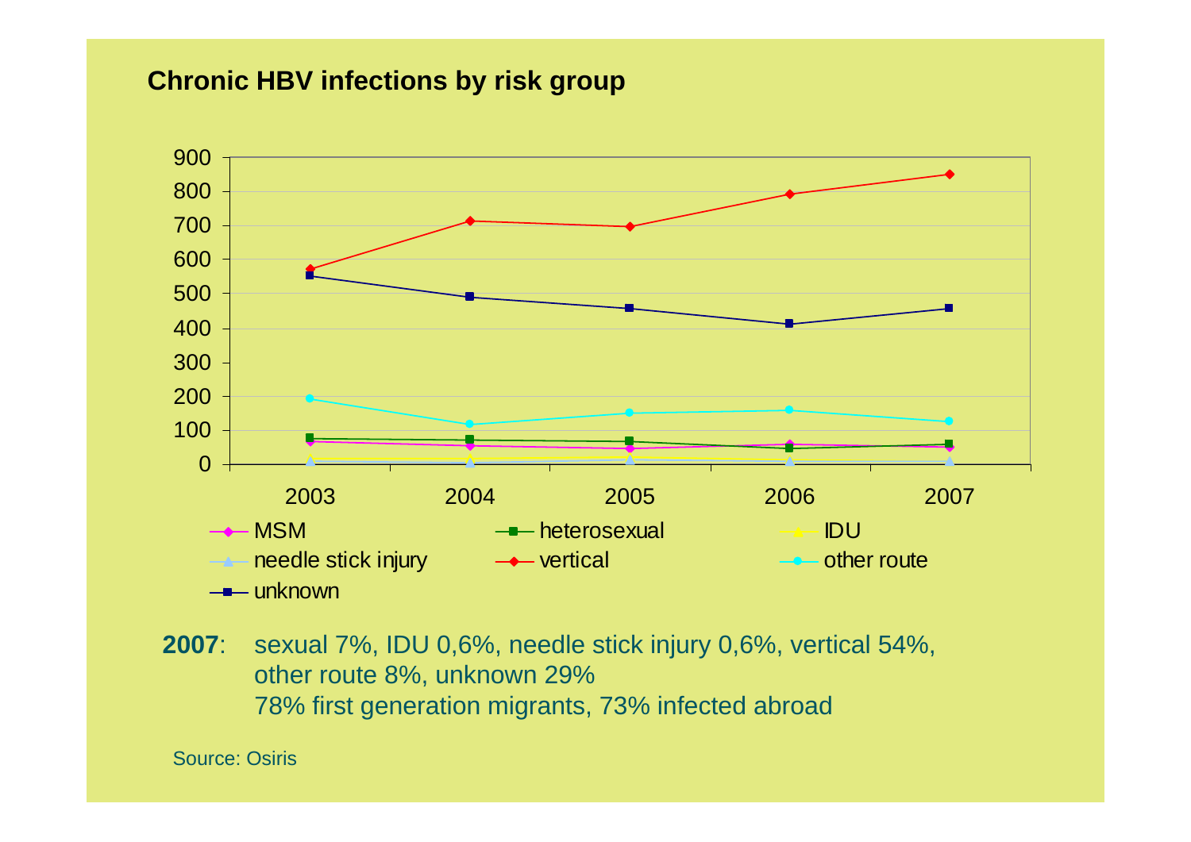## Chronic HBV infections by risk group

| | 2003 | 2004 | 2005 | 2006 | 2007 |
|---|---|---|---|---|---|
| MSM | | | | | |
| heterosexual | | | | | |
| IDU | | | | | |
| needle stick injury | | | | | |
| vertical | | | | | |
| other route | | | | | |
| unknown | | | | | |

**2007**: sexual 7%, IDU 0,6%, needle stick injury 0,6%, vertical 54%, other route 8%, unknown 29%
78% first generation migrants, 73% infected abroad

Source: Osiris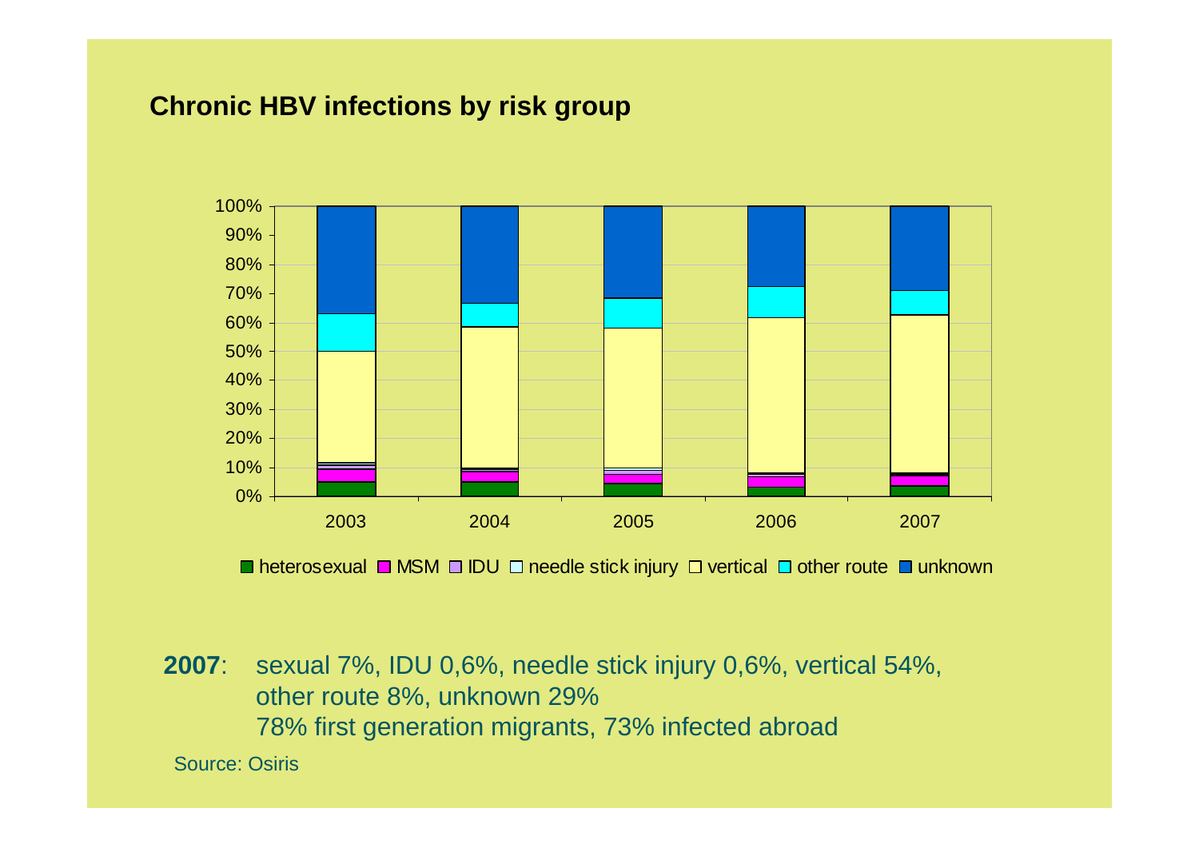## Chronic HBV infections by risk group

100%
90%
80%
70%
60%
50%
40%
30%
20%
10%
0%

2003 2004 2005 2006 2007

heterosexual MSM IDU needle stick injury vertical other route unknown

**2007**: sexual 7%, IDU 0,6%, needle stick injury 0,6%, vertical 54%, other route 8%, unknown 29%
78% first generation migrants, 73% infected abroad

Source: Osiris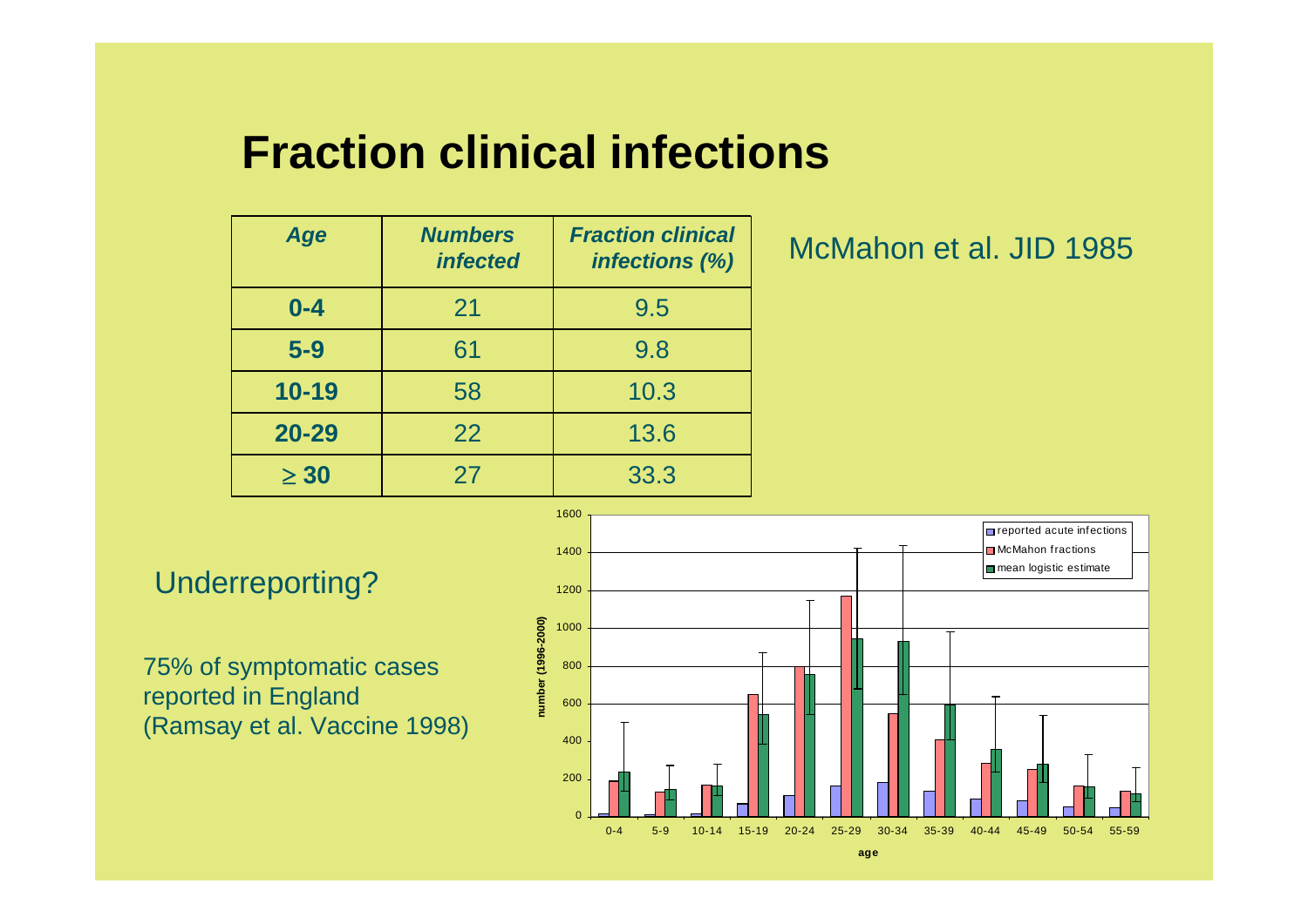# Fraction clinical infections

| Age | Numbers infected | Fraction clinical infections (%) |
|---|---|---|
| **0-4** | 21 | 9.5 |
| **5-9** | 61 | 9.8 |
| **10-19** | 58 | 10.3 |
| **20-29** | 22 | 13.6 |
| **≥ 30** | 27 | 33.3 |

McMahon et al. JID 1985

Underreporting?

75% of symptomatic cases reported in England (Ramsay et al. Vaccine 1998)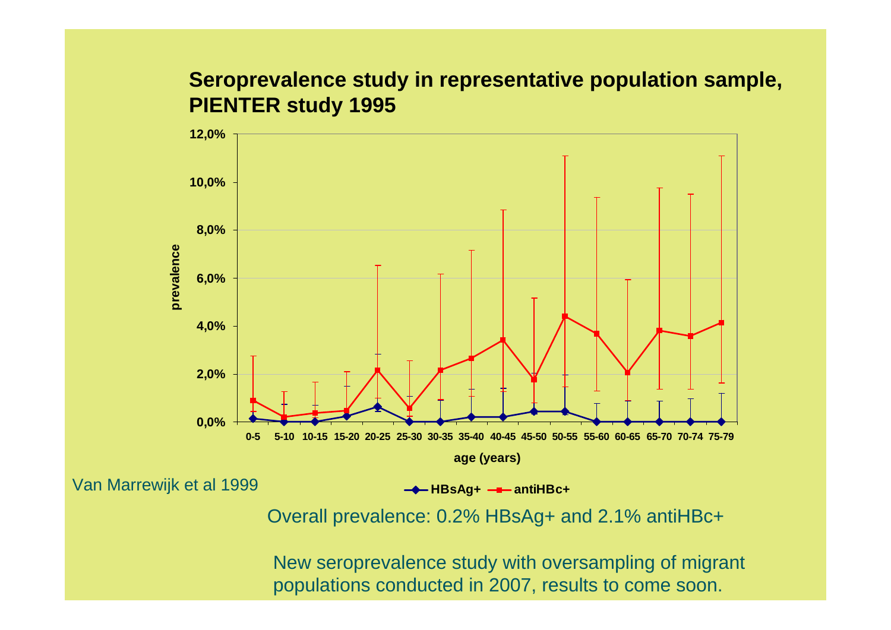## Seroprevalence study in representative population sample, PIENTER study 1995

Van Marrewijk et al 1999

Overall prevalence: 0.2% HBsAg+ and 2.1% antiHBc+

New seroprevalence study with oversampling of migrant populations conducted in 2007, results to come soon.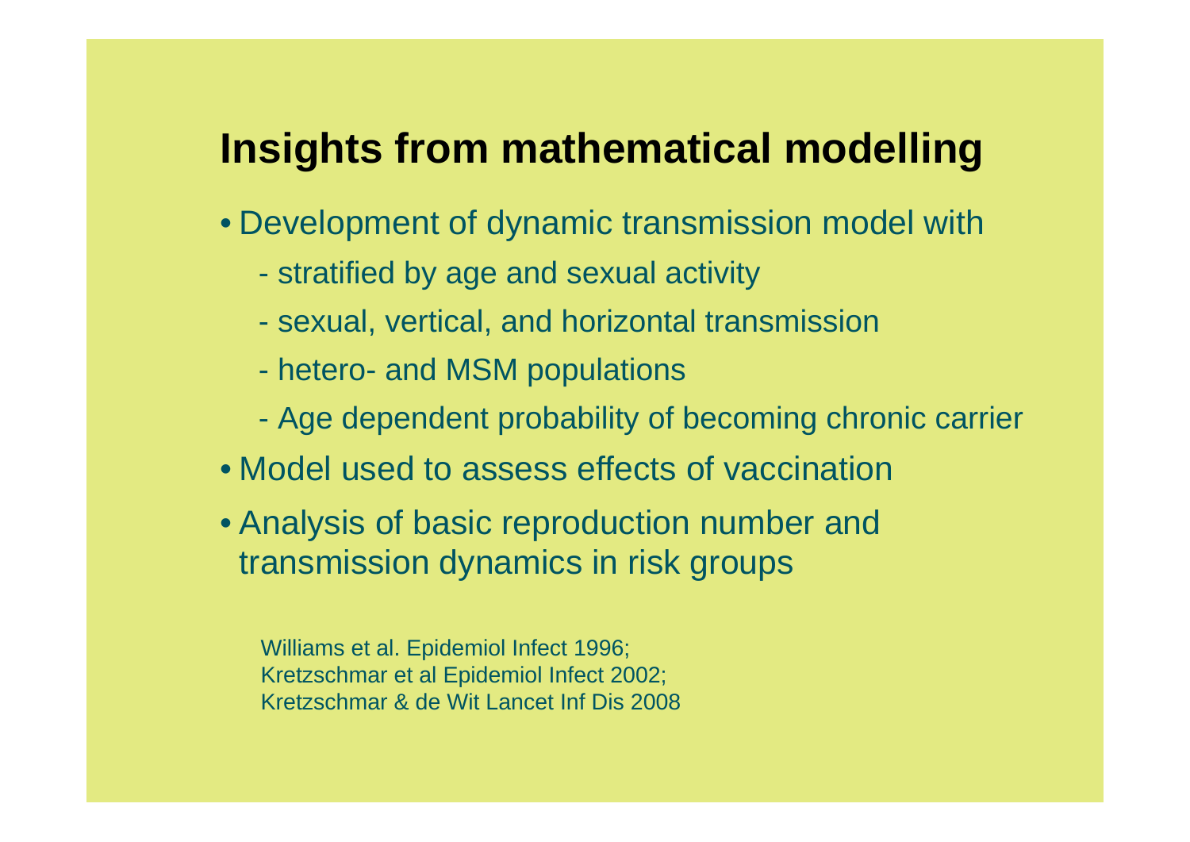# Insights from mathematical modelling

- Development of dynamic transmission model with
  - stratified by age and sexual activity
  - sexual, vertical, and horizontal transmission
  - hetero- and MSM populations
  - Age dependent probability of becoming chronic carrier
- Model used to assess effects of vaccination
- Analysis of basic reproduction number and transmission dynamics in risk groups

Williams et al. Epidemiol Infect 1996;
Kretzschmar et al Epidemiol Infect 2002;
Kretzschmar & de Wit Lancet Inf Dis 2008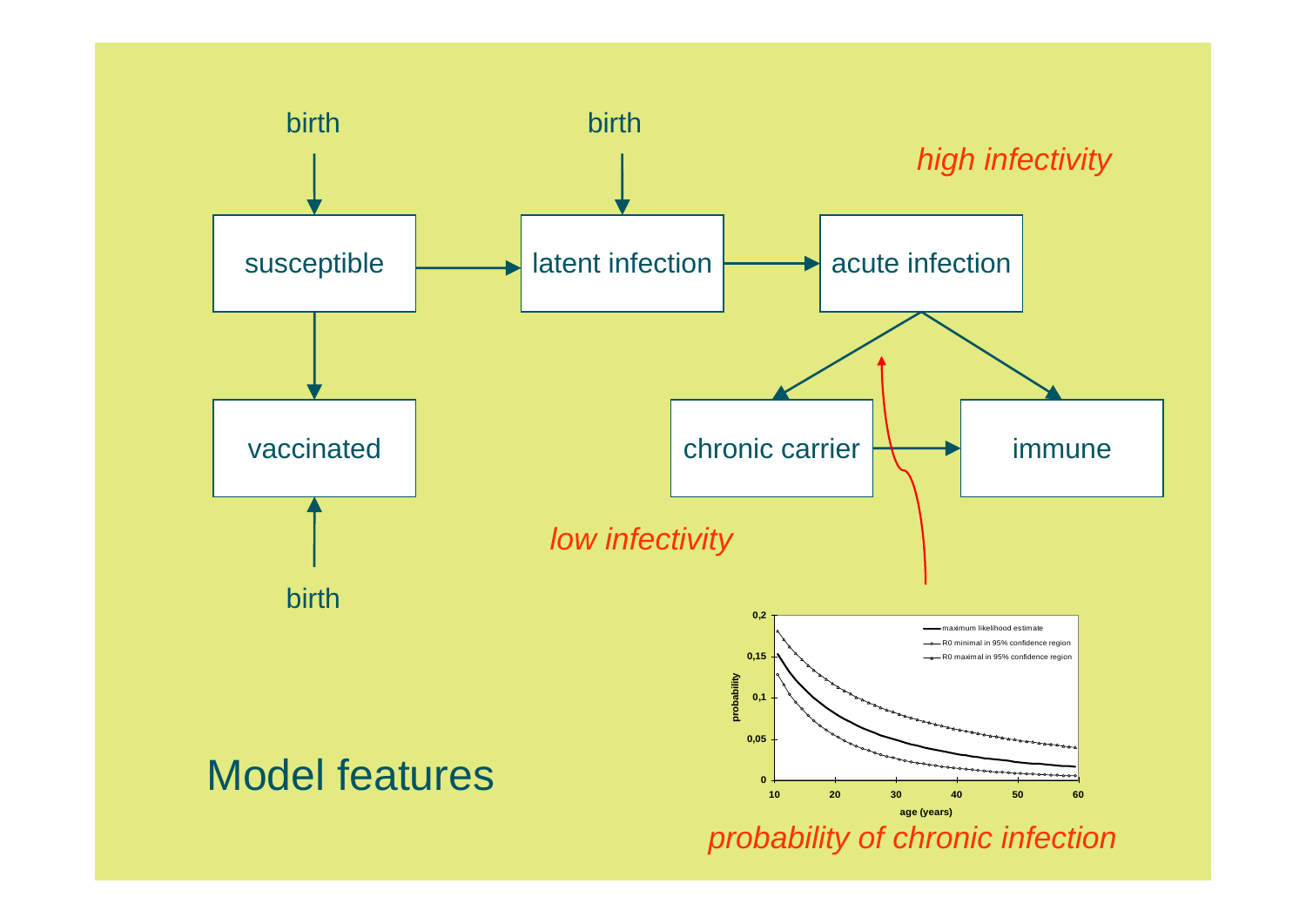# Model features

birth

birth

*high infectivity*

susceptible

latent infection

acute infection

vaccinated

chronic carrier

immune

birth

*low infectivity*

*probability of chronic infection*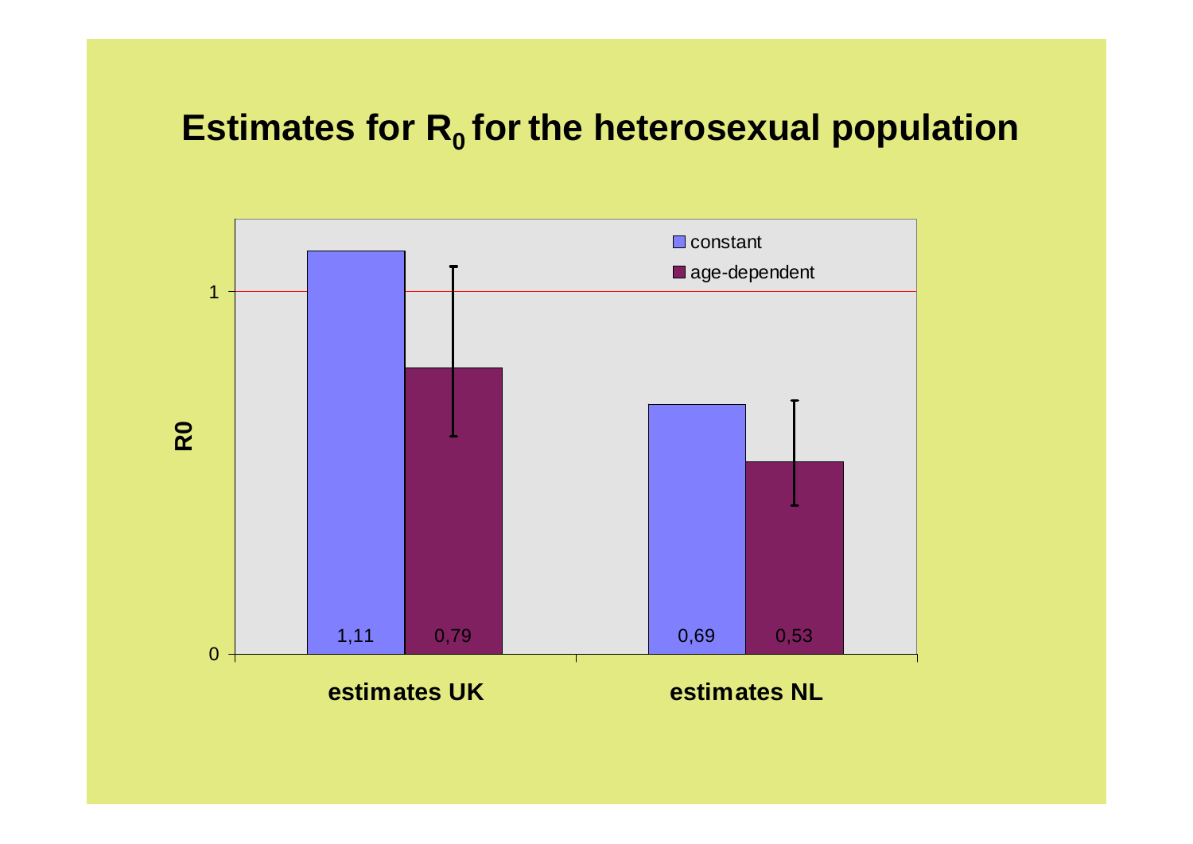# Estimates for $R_0$ for the heterosexual population

| | constant | age-dependent |
|---|---|---|
| estimates UK | 1,11 | 0,79 |
| estimates NL | 0,69 | 0,53 |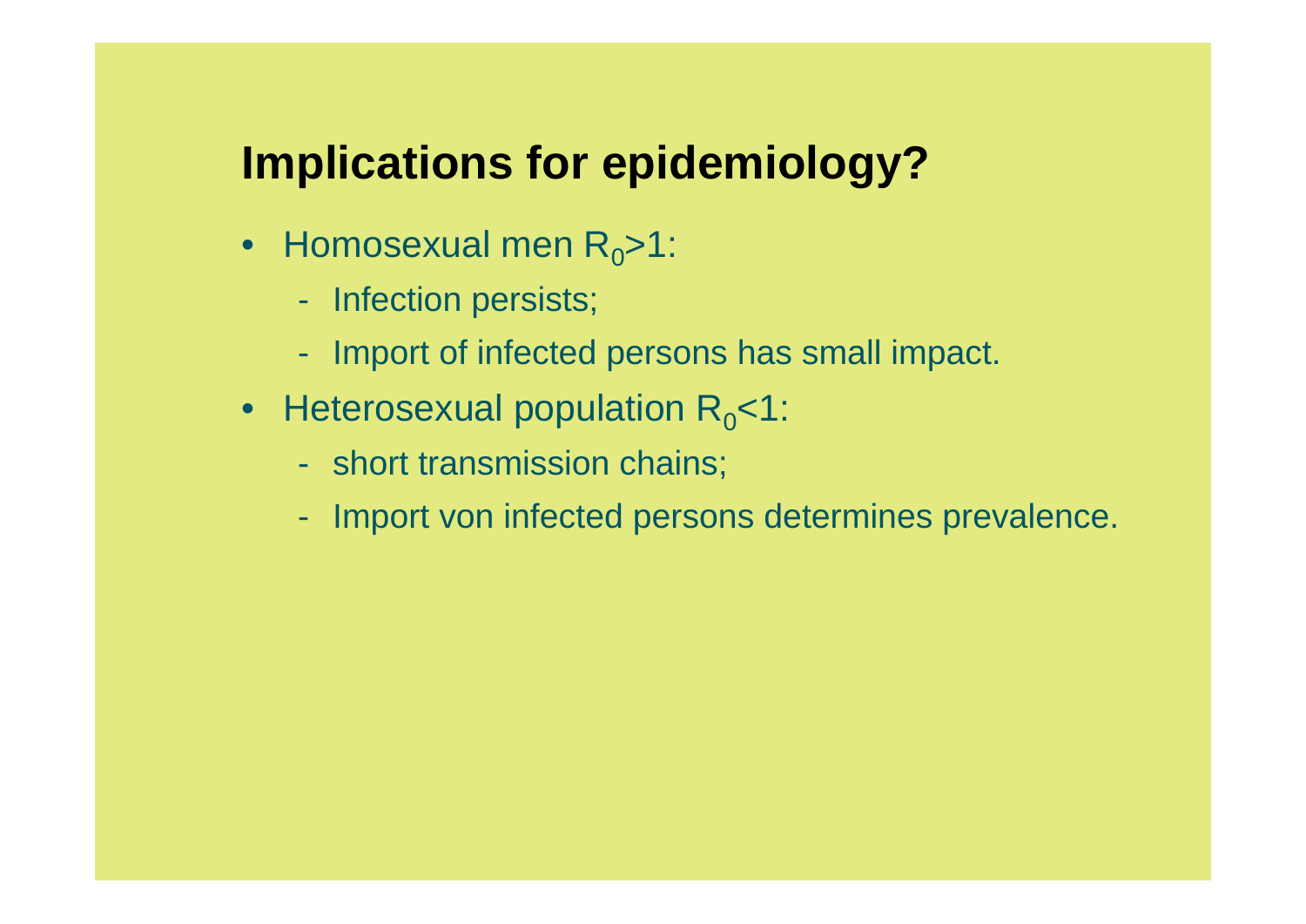# Implications for epidemiology?

- Homosexual men $R_0>1$:
  - Infection persists;
  - Import of infected persons has small impact.
- Heterosexual population $R_0<1$:
  - short transmission chains;
  - Import von infected persons determines prevalence.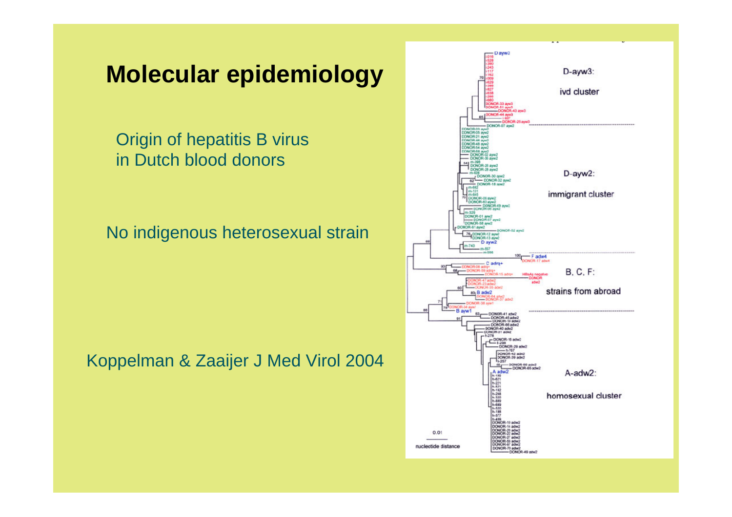# Molecular epidemiology

Origin of hepatitis B virus in Dutch blood donors

No indigenous heterosexual strain

Koppelman & Zaaijer J Med Virol 2004

D-ayw3:

ivd cluster

D-ayw2:

immigrant cluster

B, C, F:

strains from abroad

A-adw2:

homosexual cluster

0.01

nucleotide distance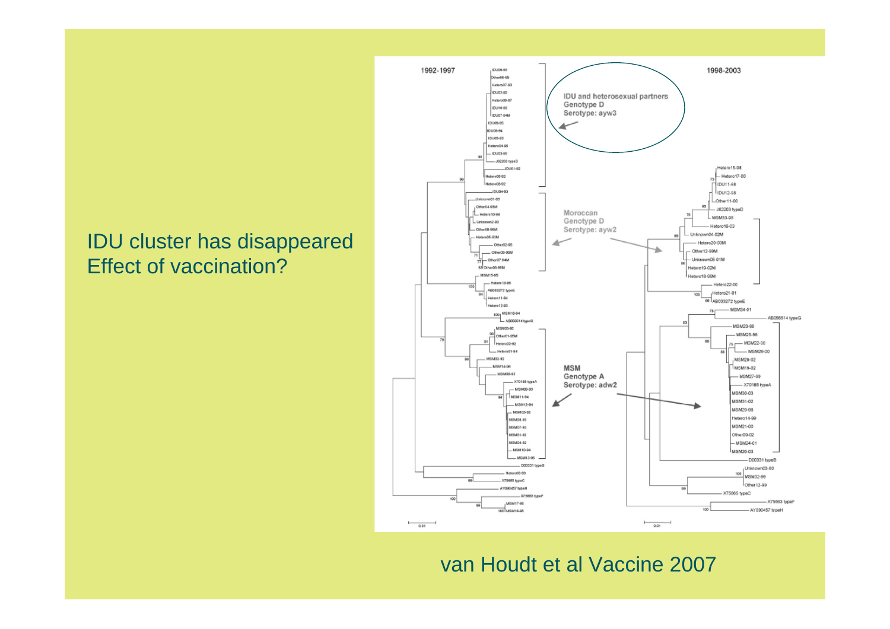IDU cluster has disappeared
Effect of vaccination?

van Houdt et al Vaccine 2007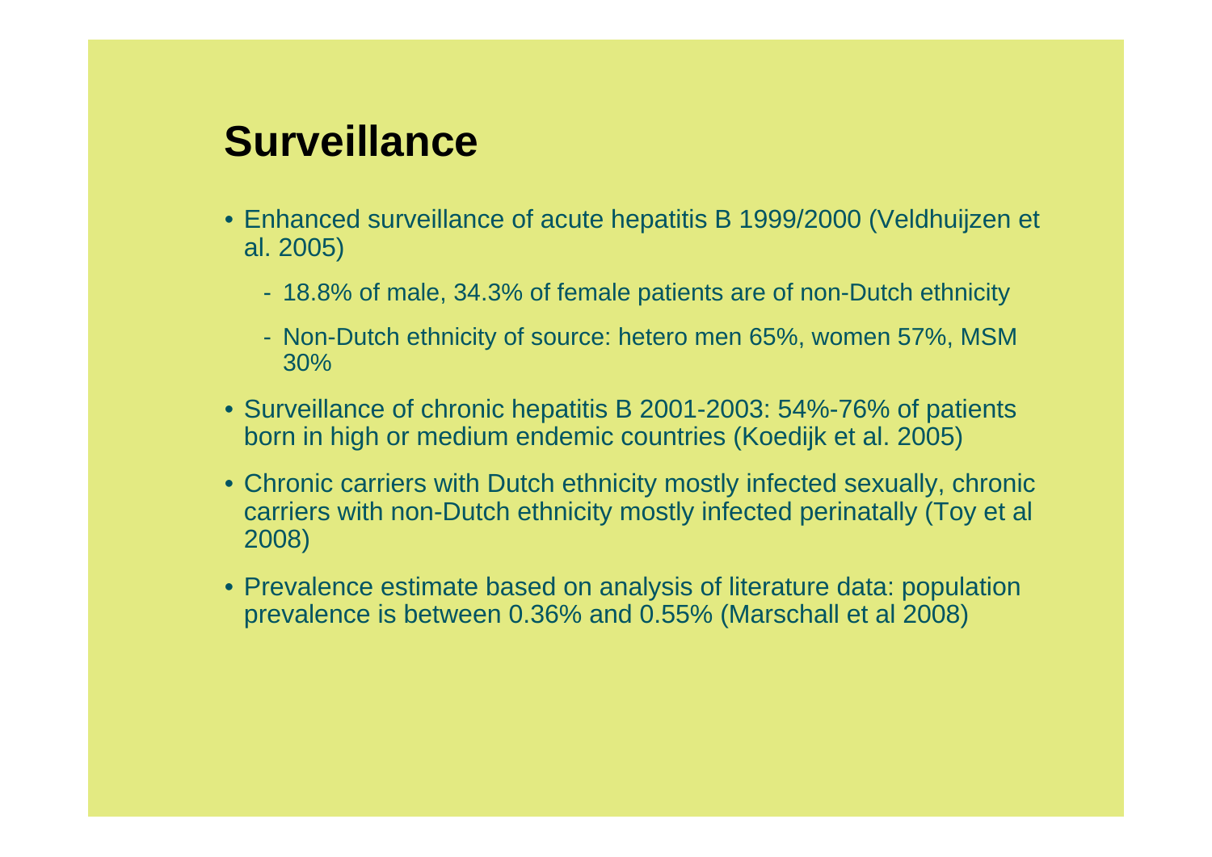# Surveillance

- Enhanced surveillance of acute hepatitis B 1999/2000 (Veldhuijzen et al. 2005)
  - 18.8% of male, 34.3% of female patients are of non-Dutch ethnicity
  - Non-Dutch ethnicity of source: hetero men 65%, women 57%, MSM 30%
- Surveillance of chronic hepatitis B 2001-2003: 54%-76% of patients born in high or medium endemic countries (Koedijk et al. 2005)
- Chronic carriers with Dutch ethnicity mostly infected sexually, chronic carriers with non-Dutch ethnicity mostly infected perinatally (Toy et al 2008)
- Prevalence estimate based on analysis of literature data: population prevalence is between 0.36% and 0.55% (Marschall et al 2008)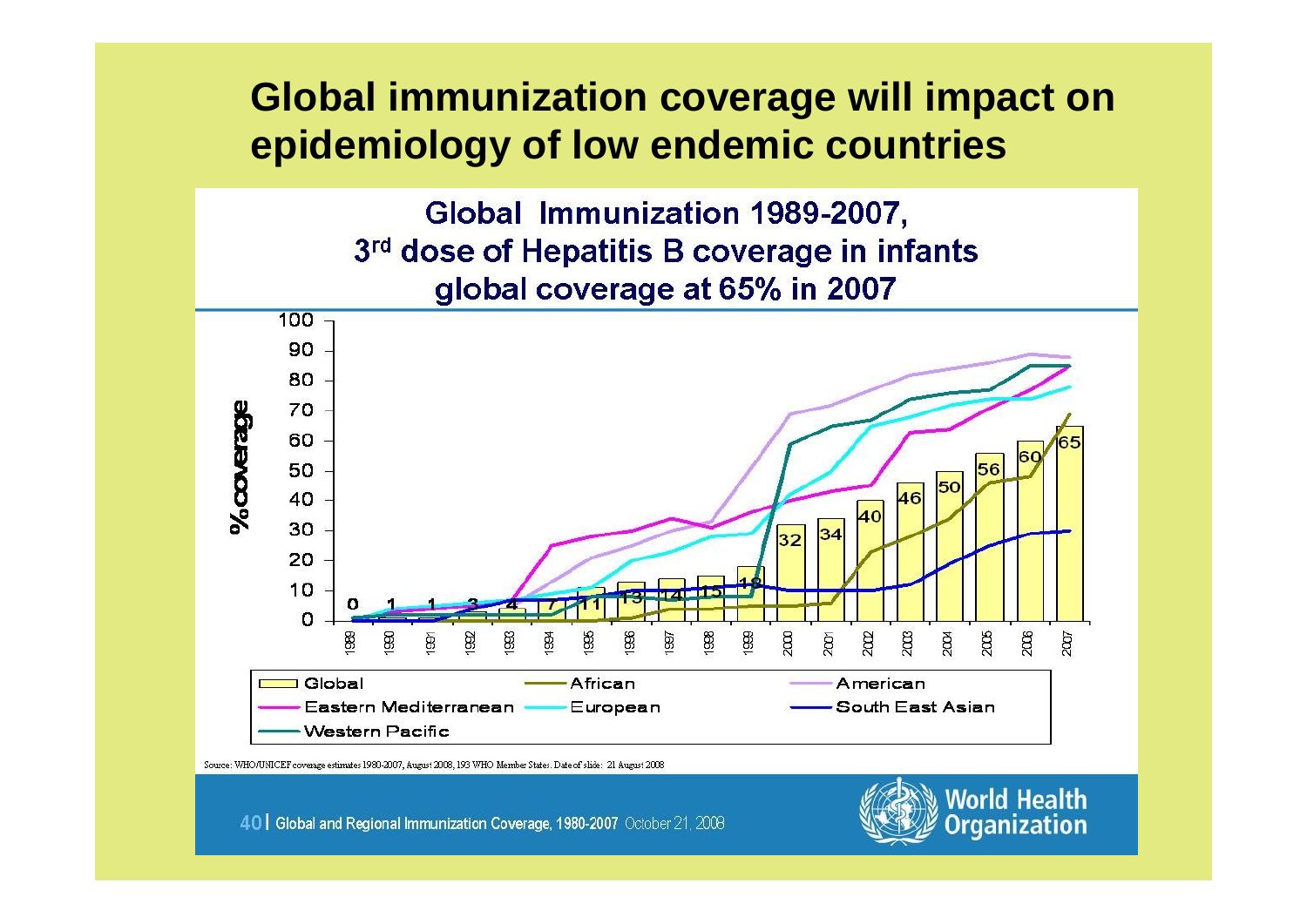# Global immunization coverage will impact on epidemiology of low endemic countries

**Global Immunization 1989-2007, 3rd dose of Hepatitis B coverage in infants global coverage at 65% in 2007**

| Year | 1989 | 1990 | 1991 | 1992 | 1993 | 1994 | 1995 | 1996 | 1997 | 1998 | 1999 | 2000 | 2001 | 2002 | 2003 | 2004 | 2005 | 2006 | 2007 |
|---|---|---|---|---|---|---|---|---|---|---|---|---|---|---|---|---|---|---|---|
| Global (% coverage) | 0 | 1 | 1 | 3 | 4 | 7 | 11 | 13 | 14 | 15 | 18 | 32 | 34 | 40 | 46 | 50 | 56 | 60 | 65 |

Legend: Global, African, American, Eastern Mediterranean, European, South East Asian, Western Pacific

Source: WHO/UNICEF coverage estimates 1980-2007, August 2008, 193 WHO Member States. Date of slide: 21 August 2008

Global and Regional Immunization Coverage, 1980-2007 October 21, 2008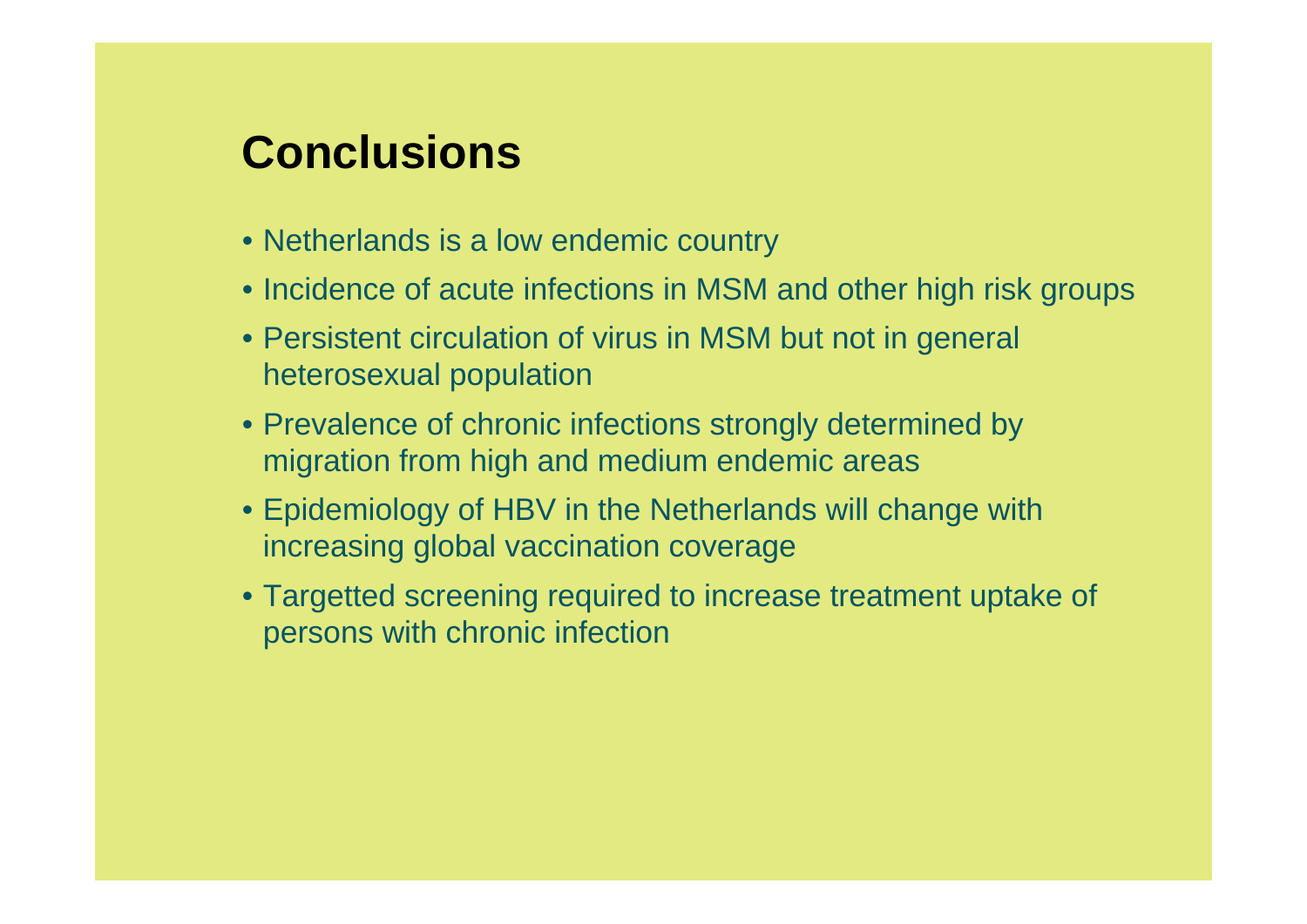# Conclusions

- Netherlands is a low endemic country
- Incidence of acute infections in MSM and other high risk groups
- Persistent circulation of virus in MSM but not in general heterosexual population
- Prevalence of chronic infections strongly determined by migration from high and medium endemic areas
- Epidemiology of HBV in the Netherlands will change with increasing global vaccination coverage
- Targetted screening required to increase treatment uptake of persons with chronic infection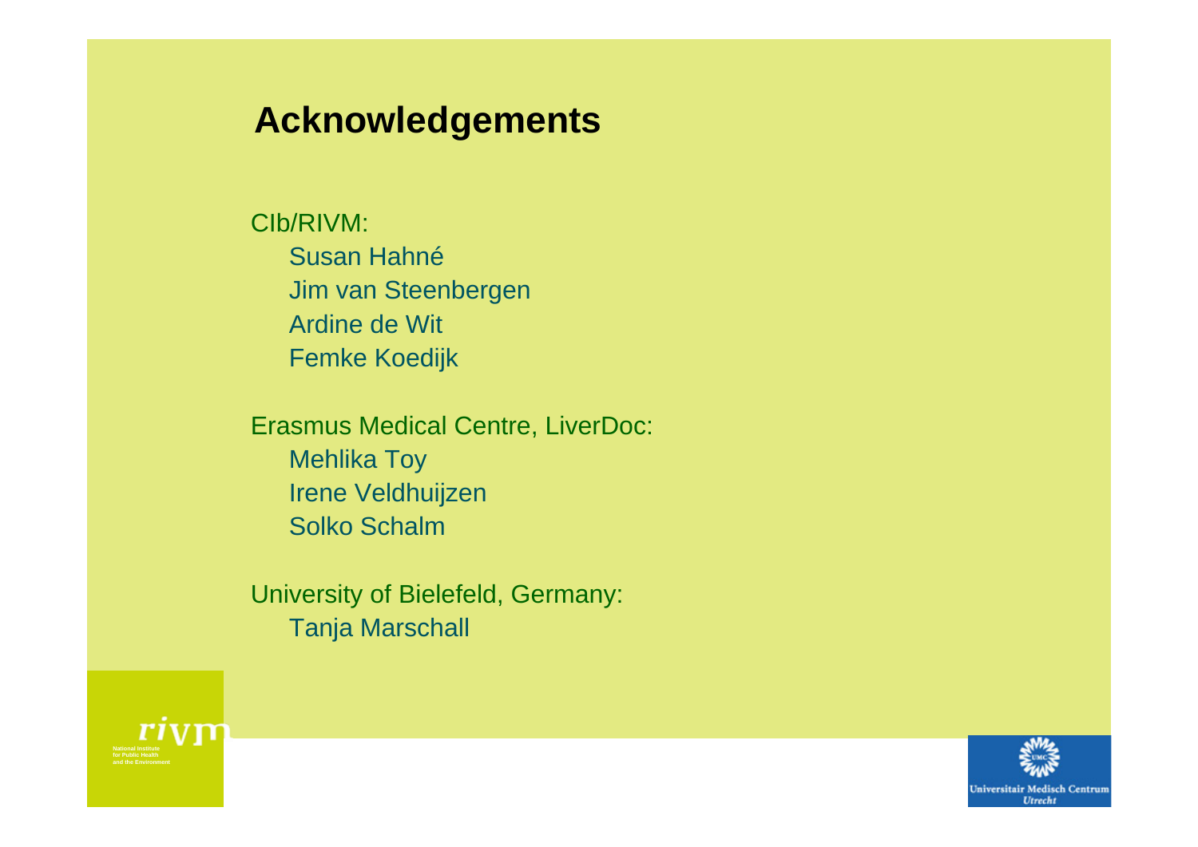# Acknowledgements

CIb/RIVM:

- Susan Hahné
- Jim van Steenbergen
- Ardine de Wit
- Femke Koedijk

Erasmus Medical Centre, LiverDoc:

- Mehlika Toy
- Irene Veldhuijzen
- Solko Schalm

University of Bielefeld, Germany:

- Tanja Marschall